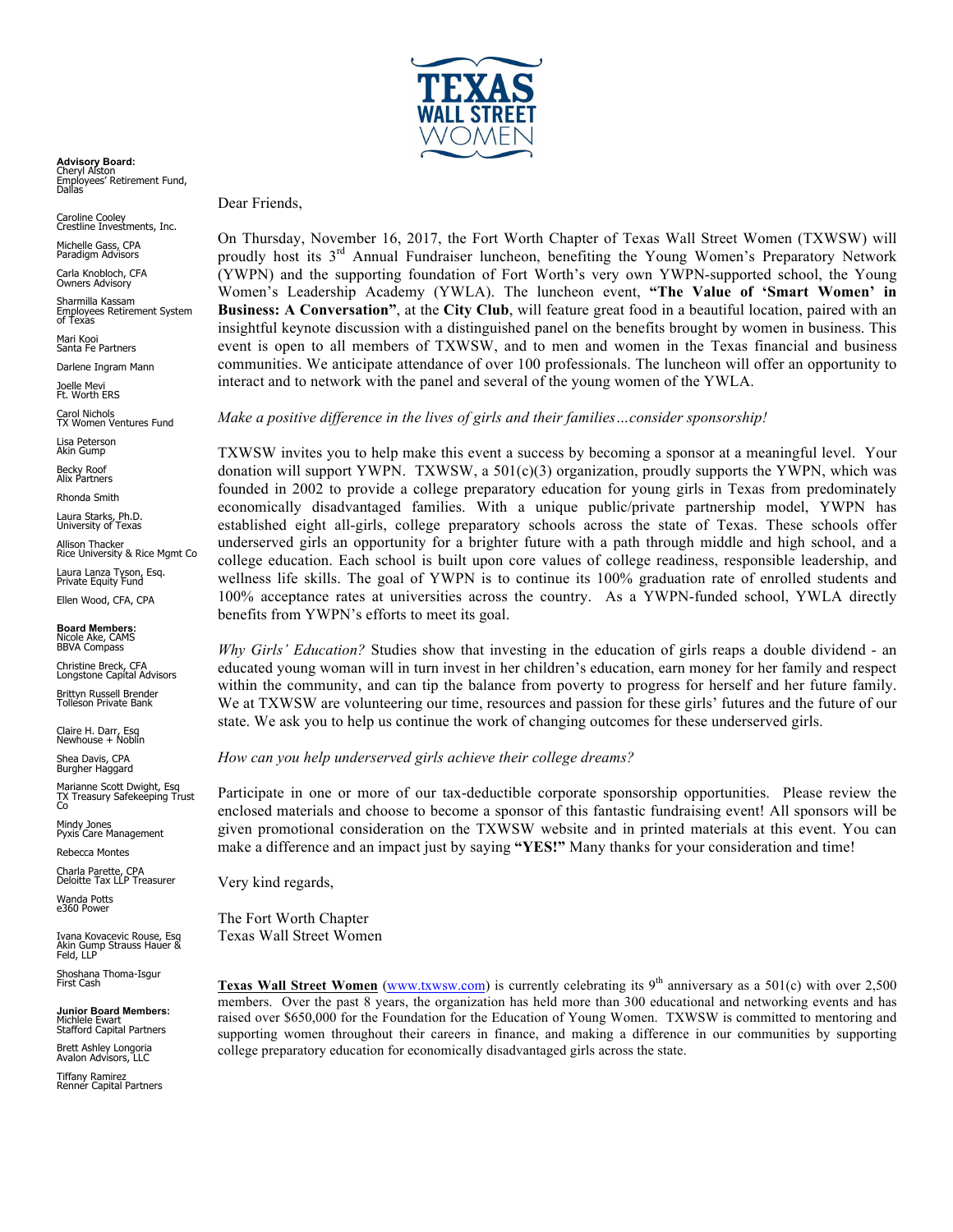# TEXAS WALL STREET WOMEN

**Advisory Board:**
Cheryl Alston
Employees' Retirement Fund, Dallas

Caroline Cooley
Crestline Investments, Inc.

Michelle Gass, CPA
Paradigm Advisors

Carla Knobloch, CFA
Owners Advisory

Sharmilla Kassam
Employees Retirement System of Texas

Mari Kooi
Santa Fe Partners

Darlene Ingram Mann

Joelle Mevi
Ft. Worth ERS

Carol Nichols
TX Women Ventures Fund

Lisa Peterson
Akin Gump

Becky Roof
Alix Partners

Rhonda Smith

Laura Starks, Ph.D.
University of Texas

Allison Thacker
Rice University & Rice Mgmt Co

Laura Lanza Tyson, Esq.
Private Equity Fund

Ellen Wood, CFA, CPA

**Board Members:**
Nicole Ake, CAMS
BBVA Compass

Christine Breck, CFA
Longstone Capital Advisors

Brittyn Russell Brender
Tolleson Private Bank

Claire H. Darr, Esq
Newhouse + Noblin

Shea Davis, CPA
Burgher Haggard

Marianne Scott Dwight, Esq
TX Treasury Safekeeping Trust Co

Mindy Jones
Pyxis Care Management

Rebecca Montes

Charla Parette, CPA
Deloitte Tax LLP Treasurer

Wanda Potts
e360 Power

Ivana Kovacevic Rouse, Esq
Akin Gump Strauss Hauer & Feld, LLP

Shoshana Thoma-Isgur
First Cash

**Junior Board Members:**
Michlele Ewart
Stafford Capital Partners

Brett Ashley Longoria
Avalon Advisors, LLC

Tiffany Ramirez
Renner Capital Partners

Dear Friends,

On Thursday, November 16, 2017, the Fort Worth Chapter of Texas Wall Street Women (TXWSW) will proudly host its 3rd Annual Fundraiser luncheon, benefiting the Young Women's Preparatory Network (YWPN) and the supporting foundation of Fort Worth's very own YWPN-supported school, the Young Women's Leadership Academy (YWLA). The luncheon event, **"The Value of 'Smart Women' in Business: A Conversation"**, at the **City Club**, will feature great food in a beautiful location, paired with an insightful keynote discussion with a distinguished panel on the benefits brought by women in business. This event is open to all members of TXWSW, and to men and women in the Texas financial and business communities. We anticipate attendance of over 100 professionals. The luncheon will offer an opportunity to interact and to network with the panel and several of the young women of the YWLA.

*Make a positive difference in the lives of girls and their families…consider sponsorship!*

TXWSW invites you to help make this event a success by becoming a sponsor at a meaningful level. Your donation will support YWPN. TXWSW, a 501(c)(3) organization, proudly supports the YWPN, which was founded in 2002 to provide a college preparatory education for young girls in Texas from predominately economically disadvantaged families. With a unique public/private partnership model, YWPN has established eight all-girls, college preparatory schools across the state of Texas. These schools offer underserved girls an opportunity for a brighter future with a path through middle and high school, and a college education. Each school is built upon core values of college readiness, responsible leadership, and wellness life skills. The goal of YWPN is to continue its 100% graduation rate of enrolled students and 100% acceptance rates at universities across the country. As a YWPN-funded school, YWLA directly benefits from YWPN's efforts to meet its goal.

*Why Girls' Education?* Studies show that investing in the education of girls reaps a double dividend - an educated young woman will in turn invest in her children's education, earn money for her family and respect within the community, and can tip the balance from poverty to progress for herself and her future family. We at TXWSW are volunteering our time, resources and passion for these girls' futures and the future of our state. We ask you to help us continue the work of changing outcomes for these underserved girls.

*How can you help underserved girls achieve their college dreams?*

Participate in one or more of our tax-deductible corporate sponsorship opportunities. Please review the enclosed materials and choose to become a sponsor of this fantastic fundraising event! All sponsors will be given promotional consideration on the TXWSW website and in printed materials at this event. You can make a difference and an impact just by saying **"YES!"** Many thanks for your consideration and time!

Very kind regards,

The Fort Worth Chapter
Texas Wall Street Women

**Texas Wall Street Women** (www.txwsw.com) is currently celebrating its 9th anniversary as a 501(c) with over 2,500 members. Over the past 8 years, the organization has held more than 300 educational and networking events and has raised over $650,000 for the Foundation for the Education of Young Women. TXWSW is committed to mentoring and supporting women throughout their careers in finance, and making a difference in our communities by supporting college preparatory education for economically disadvantaged girls across the state.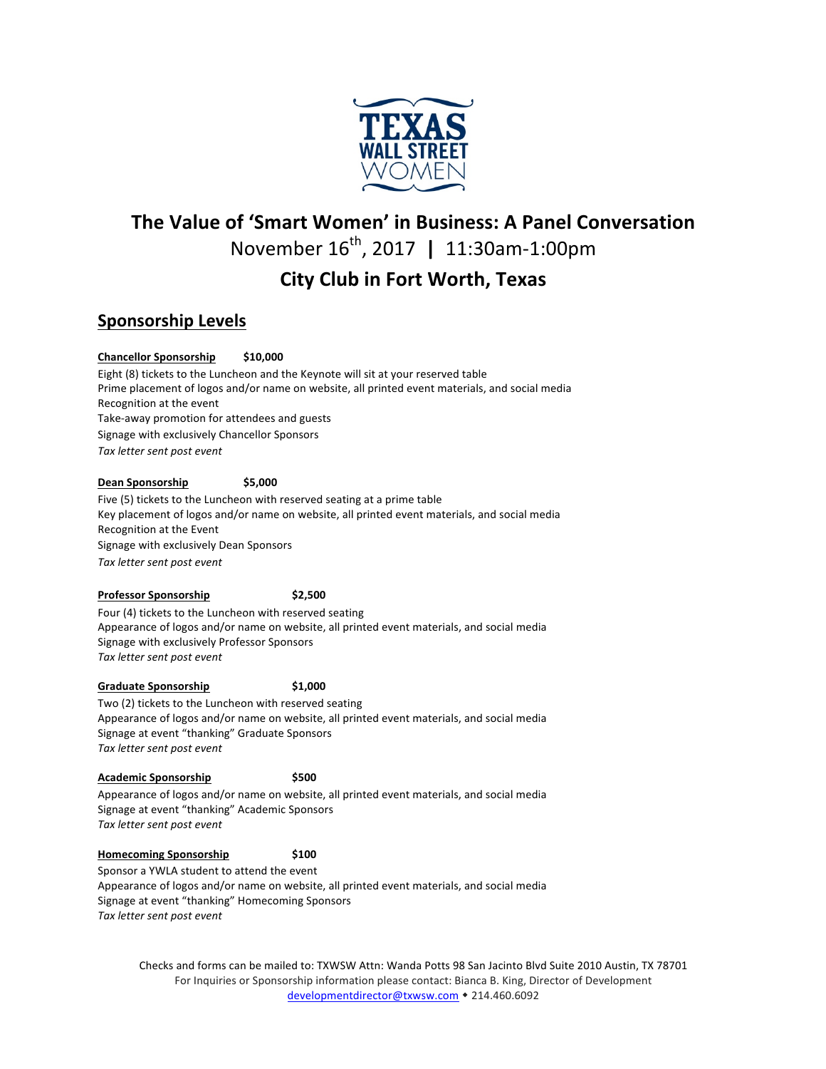TEXAS WALL STREET WOMEN

# The Value of 'Smart Women' in Business: A Panel Conversation

November 16th, 2017 | 11:30am-1:00pm

## City Club in Fort Worth, Texas

## Sponsorship Levels

**Chancellor Sponsorship** **$10,000**

Eight (8) tickets to the Luncheon and the Keynote will sit at your reserved table
Prime placement of logos and/or name on website, all printed event materials, and social media
Recognition at the event
Take-away promotion for attendees and guests
Signage with exclusively Chancellor Sponsors
*Tax letter sent post event*

**Dean Sponsorship** **$5,000**

Five (5) tickets to the Luncheon with reserved seating at a prime table
Key placement of logos and/or name on website, all printed event materials, and social media
Recognition at the Event
Signage with exclusively Dean Sponsors
*Tax letter sent post event*

**Professor Sponsorship** **$2,500**

Four (4) tickets to the Luncheon with reserved seating
Appearance of logos and/or name on website, all printed event materials, and social media
Signage with exclusively Professor Sponsors
*Tax letter sent post event*

**Graduate Sponsorship** **$1,000**

Two (2) tickets to the Luncheon with reserved seating
Appearance of logos and/or name on website, all printed event materials, and social media
Signage at event "thanking" Graduate Sponsors
*Tax letter sent post event*

**Academic Sponsorship** **$500**

Appearance of logos and/or name on website, all printed event materials, and social media
Signage at event "thanking" Academic Sponsors
*Tax letter sent post event*

**Homecoming Sponsorship** **$100**

Sponsor a YWLA student to attend the event
Appearance of logos and/or name on website, all printed event materials, and social media
Signage at event "thanking" Homecoming Sponsors
*Tax letter sent post event*

Checks and forms can be mailed to: TXWSW Attn: Wanda Potts 98 San Jacinto Blvd Suite 2010 Austin, TX 78701
For Inquiries or Sponsorship information please contact: Bianca B. King, Director of Development
developmentdirector@txwsw.com ◆ 214.460.6092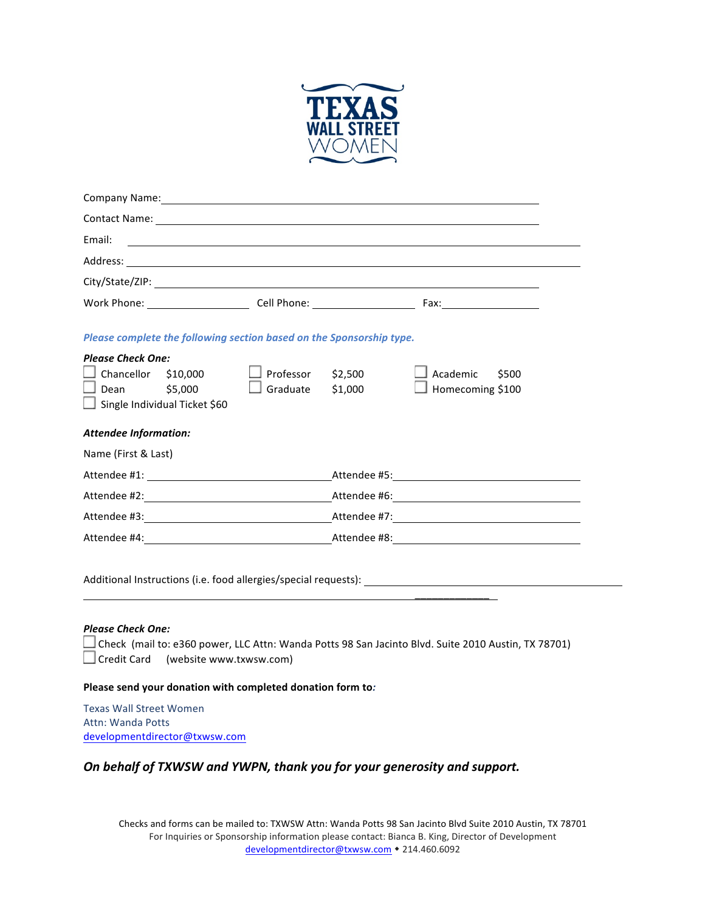# TEXAS WALL STREET WOMEN

Company Name: ______________________________________________________________

Contact Name: ______________________________________________________________

Email: ______________________________________________________________

Address: ______________________________________________________________

City/State/ZIP: ______________________________________________________________

Work Phone: ____________________ Cell Phone: ____________________ Fax: ____________________

***Please complete the following section based on the Sponsorship type.***

***Please Check One:***

- ☐ Chancellor $10,000
- ☐ Dean $5,000
- ☐ Single Individual Ticket $60
- ☐ Professor $2,500
- ☐ Graduate $1,000
- ☐ Academic $500
- ☐ Homecoming $100

***Attendee Information:***

Name (First & Last)

Attendee #1: ______________________________ Attendee #5: ______________________________

Attendee #2: ______________________________ Attendee #6: ______________________________

Attendee #3: ______________________________ Attendee #7: ______________________________

Attendee #4: ______________________________ Attendee #8: ______________________________

Additional Instructions (i.e. food allergies/special requests): ______________________________

______________________________________________________________

***Please Check One:***

- ☐ Check (mail to: e360 power, LLC Attn: Wanda Potts 98 San Jacinto Blvd. Suite 2010 Austin, TX 78701)
- ☐ Credit Card (website www.txwsw.com)

**Please send your donation with completed donation form to*:***

Texas Wall Street Women
Attn: Wanda Potts
developmentdirector@txwsw.com

***On behalf of TXWSW and YWPN, thank you for your generosity and support.***

Checks and forms can be mailed to: TXWSW Attn: Wanda Potts 98 San Jacinto Blvd Suite 2010 Austin, TX 78701
For Inquiries or Sponsorship information please contact: Bianca B. King, Director of Development
developmentdirector@txwsw.com ◆ 214.460.6092